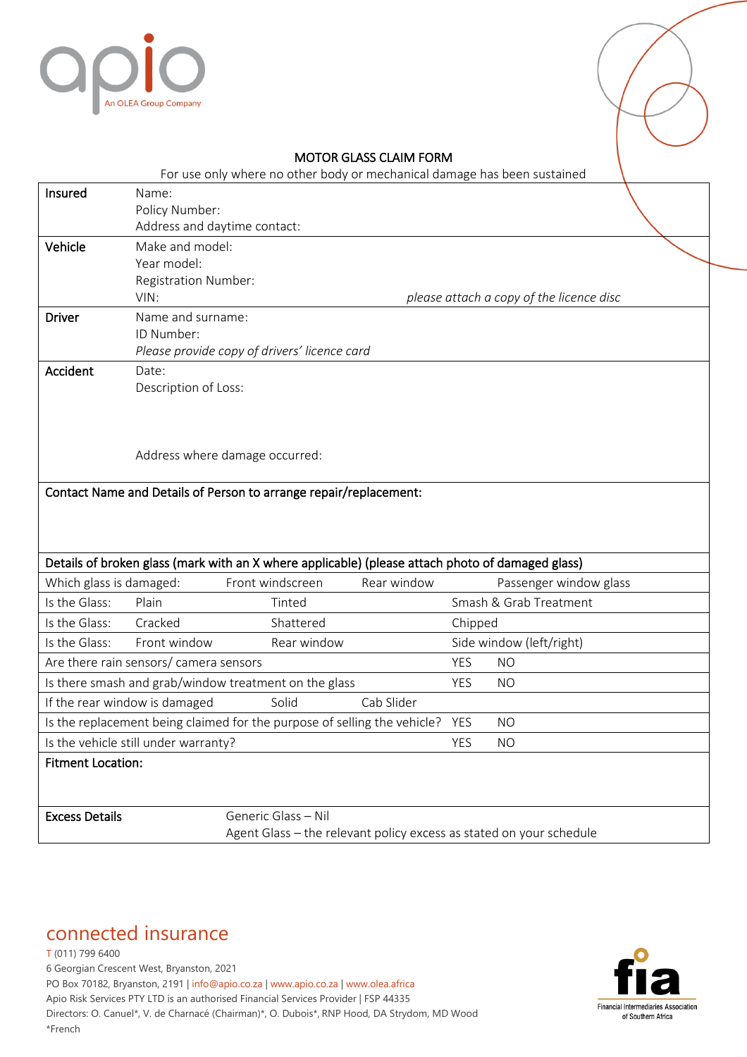apio

An OLEA Group Company

# MOTOR GLASS CLAIM FORM

For use only where no other body or mechanical damage has been sustained

| | |
|---|---|
| **Insured** | Name:<br>Policy Number:<br>Address and daytime contact: |
| **Vehicle** | Make and model:<br>Year model:<br>Registration Number:<br>VIN: *please attach a copy of the licence disc* |
| **Driver** | Name and surname:<br>ID Number:<br>*Please provide copy of drivers' licence card* |
| **Accident** | Date:<br>Description of Loss:<br><br>Address where damage occurred: |

**Contact Name and Details of Person to arrange repair/replacement:**

**Details of broken glass (mark with an X where applicable) (please attach photo of damaged glass)**

| | | | | | |
|---|---|---|---|---|---|
| Which glass is damaged: | | Front windscreen | Rear window | | Passenger window glass |
| Is the Glass: | Plain | Tinted | | Smash & Grab Treatment | |
| Is the Glass: | Cracked | Shattered | | Chipped | |
| Is the Glass: | Front window | Rear window | | Side window (left/right) | |
| Are there rain sensors/ camera sensors | | | | YES | NO |
| Is there smash and grab/window treatment on the glass | | | | YES | NO |
| If the rear window is damaged | | Solid | Cab Slider | | |
| Is the replacement being claimed for the purpose of selling the vehicle? | | | | YES | NO |
| Is the vehicle still under warranty? | | | | YES | NO |

**Fitment Location:**

| | |
|---|---|
| **Excess Details** | Generic Glass – Nil<br>Agent Glass – the relevant policy excess as stated on your schedule |

connected insurance

T (011) 799 6400
6 Georgian Crescent West, Bryanston, 2021
PO Box 70182, Bryanston, 2191 | info@apio.co.za | www.apio.co.za | www.olea.africa
Apio Risk Services PTY LTD is an authorised Financial Services Provider | FSP 44335
Directors: O. Canuel*, V. de Charnacé (Chairman)*, O. Dubois*, RNP Hood, DA Strydom, MD Wood
*French

fia
Financial Intermediaries Association of Southern Africa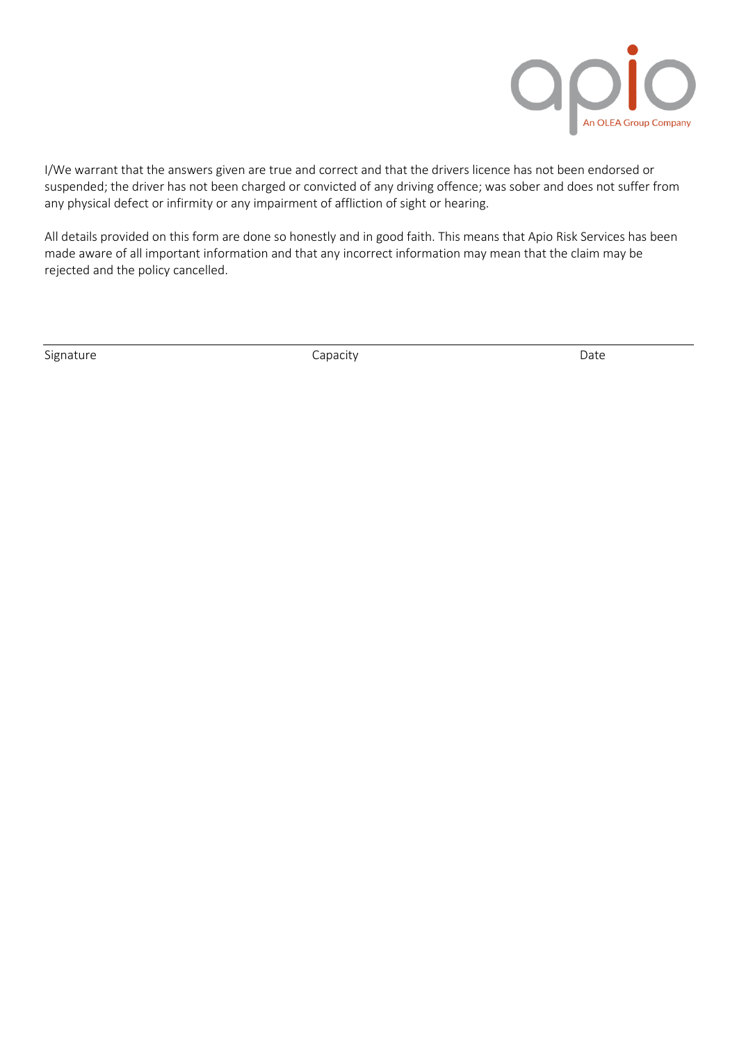I/We warrant that the answers given are true and correct and that the drivers licence has not been endorsed or suspended; the driver has not been charged or convicted of any driving offence; was sober and does not suffer from any physical defect or infirmity or any impairment of affliction of sight or hearing.

All details provided on this form are done so honestly and in good faith. This means that Apio Risk Services has been made aware of all important information and that any incorrect information may mean that the claim may be rejected and the policy cancelled.

Signature Capacity Date